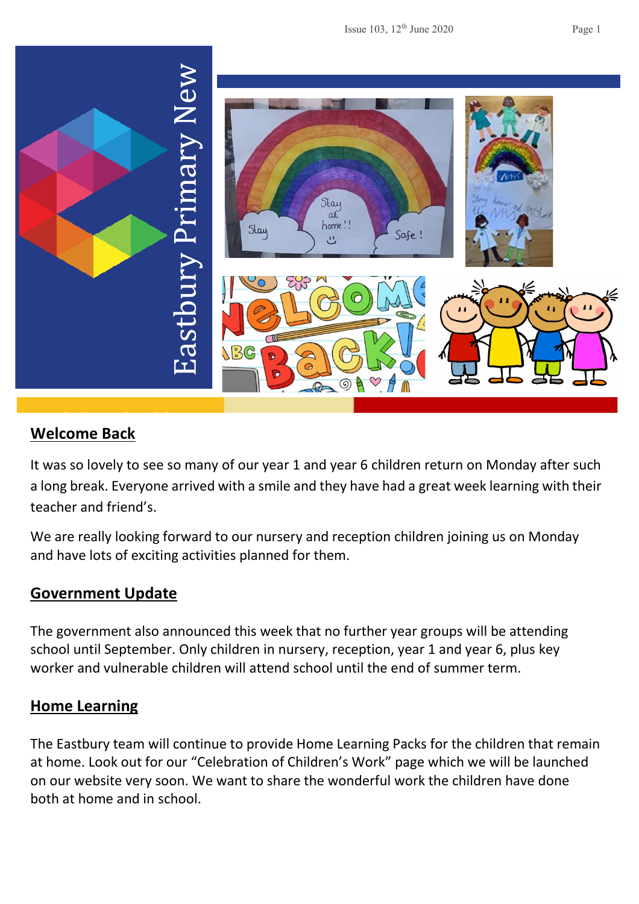# Eastbury Primary New

## Welcome Back

It was so lovely to see so many of our year 1 and year 6 children return on Monday after such a long break. Everyone arrived with a smile and they have had a great week learning with their teacher and friend's.

We are really looking forward to our nursery and reception children joining us on Monday and have lots of exciting activities planned for them.

## Government Update

The government also announced this week that no further year groups will be attending school until September. Only children in nursery, reception, year 1 and year 6, plus key worker and vulnerable children will attend school until the end of summer term.

## Home Learning

The Eastbury team will continue to provide Home Learning Packs for the children that remain at home. Look out for our "Celebration of Children's Work" page which we will be launched on our website very soon. We want to share the wonderful work the children have done both at home and in school.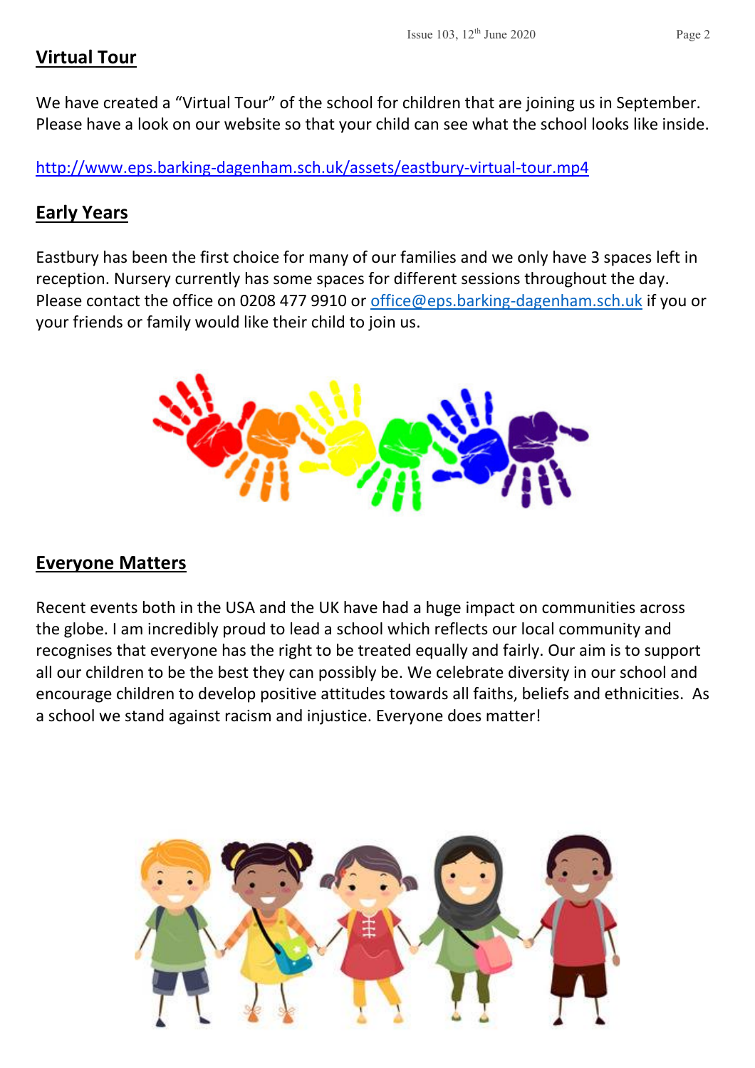## Virtual Tour

We have created a "Virtual Tour" of the school for children that are joining us in September. Please have a look on our website so that your child can see what the school looks like inside.

http://www.eps.barking-dagenham.sch.uk/assets/eastbury-virtual-tour.mp4

## Early Years

Eastbury has been the first choice for many of our families and we only have 3 spaces left in reception. Nursery currently has some spaces for different sessions throughout the day. Please contact the office on 0208 477 9910 or office@eps.barking-dagenham.sch.uk if you or your friends or family would like their child to join us.

## Everyone Matters

Recent events both in the USA and the UK have had a huge impact on communities across the globe. I am incredibly proud to lead a school which reflects our local community and recognises that everyone has the right to be treated equally and fairly. Our aim is to support all our children to be the best they can possibly be. We celebrate diversity in our school and encourage children to develop positive attitudes towards all faiths, beliefs and ethnicities. As a school we stand against racism and injustice. Everyone does matter!